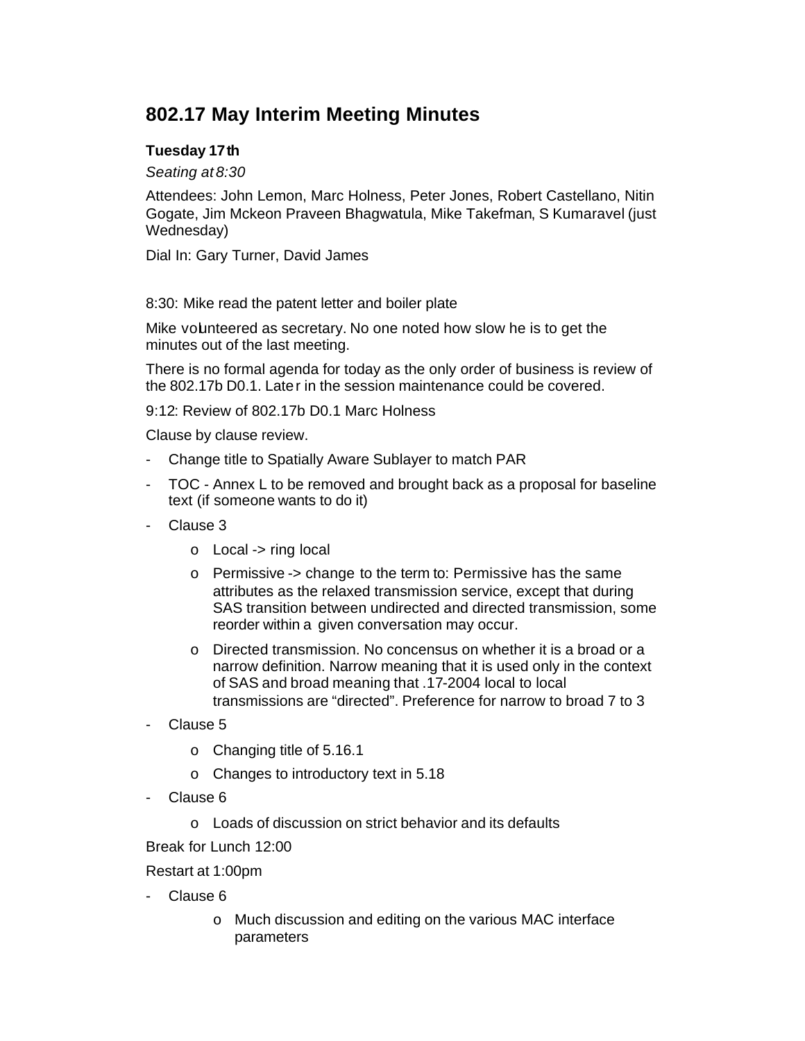# 802.17 May Interim Meeting Minutes

**Tuesday 17th**

*Seating at 8:30*

Attendees: John Lemon, Marc Holness, Peter Jones, Robert Castellano, Nitin Gogate, Jim Mckeon Praveen Bhagwatula, Mike Takefman, S Kumaravel (just Wednesday)

Dial In: Gary Turner, David James

8:30: Mike read the patent letter and boiler plate

Mike volunteered as secretary. No one noted how slow he is to get the minutes out of the last meeting.

There is no formal agenda for today as the only order of business is review of the 802.17b D0.1. Later in the session maintenance could be covered.

9:12: Review of 802.17b D0.1 Marc Holness

Clause by clause review.

- Change title to Spatially Aware Sublayer to match PAR
- TOC - Annex L to be removed and brought back as a proposal for baseline text (if someone wants to do it)
- Clause 3
    - Local -> ring local
    - Permissive -> change to the term to: Permissive has the same attributes as the relaxed transmission service, except that during SAS transition between undirected and directed transmission, some reorder within a given conversation may occur.
    - Directed transmission. No concensus on whether it is a broad or a narrow definition. Narrow meaning that it is used only in the context of SAS and broad meaning that .17-2004 local to local transmissions are “directed”. Preference for narrow to broad 7 to 3
- Clause 5
    - Changing title of 5.16.1
    - Changes to introductory text in 5.18
- Clause 6
    - Loads of discussion on strict behavior and its defaults

Break for Lunch 12:00

Restart at 1:00pm

- Clause 6
    - Much discussion and editing on the various MAC interface parameters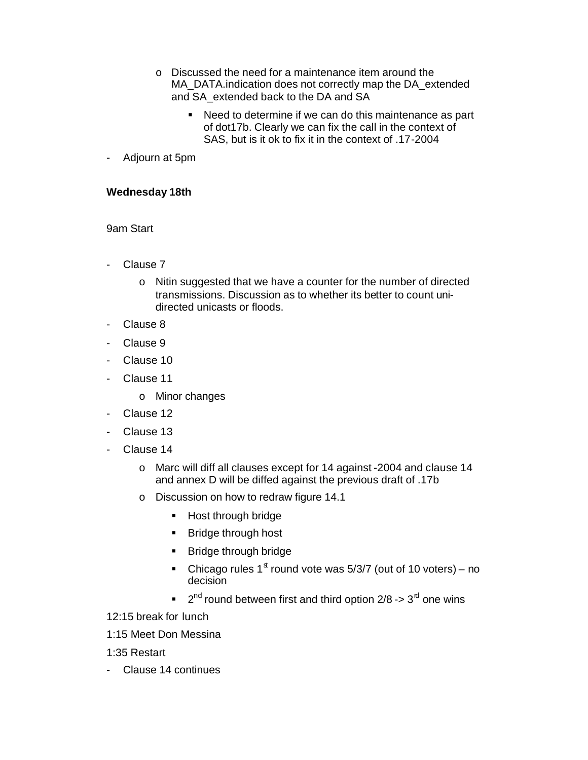- Discussed the need for a maintenance item around the MA_DATA.indication does not correctly map the DA_extended and SA_extended back to the DA and SA
  - Need to determine if we can do this maintenance as part of dot17b. Clearly we can fix the call in the context of SAS, but is it ok to fix it in the context of .17-2004

- Adjourn at 5pm

**Wednesday 18th**

9am Start

- Clause 7
  - Nitin suggested that we have a counter for the number of directed transmissions. Discussion as to whether its better to count uni-directed unicasts or floods.
- Clause 8
- Clause 9
- Clause 10
- Clause 11
  - Minor changes
- Clause 12
- Clause 13
- Clause 14
  - Marc will diff all clauses except for 14 against -2004 and clause 14 and annex D will be diffed against the previous draft of .17b
  - Discussion on how to redraw figure 14.1
    - Host through bridge
    - Bridge through host
    - Bridge through bridge
    - Chicago rules 1st round vote was 5/3/7 (out of 10 voters) – no decision
    - 2nd round between first and third option 2/8 -> 3rd one wins

12:15 break for lunch

1:15 Meet Don Messina

1:35 Restart

- Clause 14 continues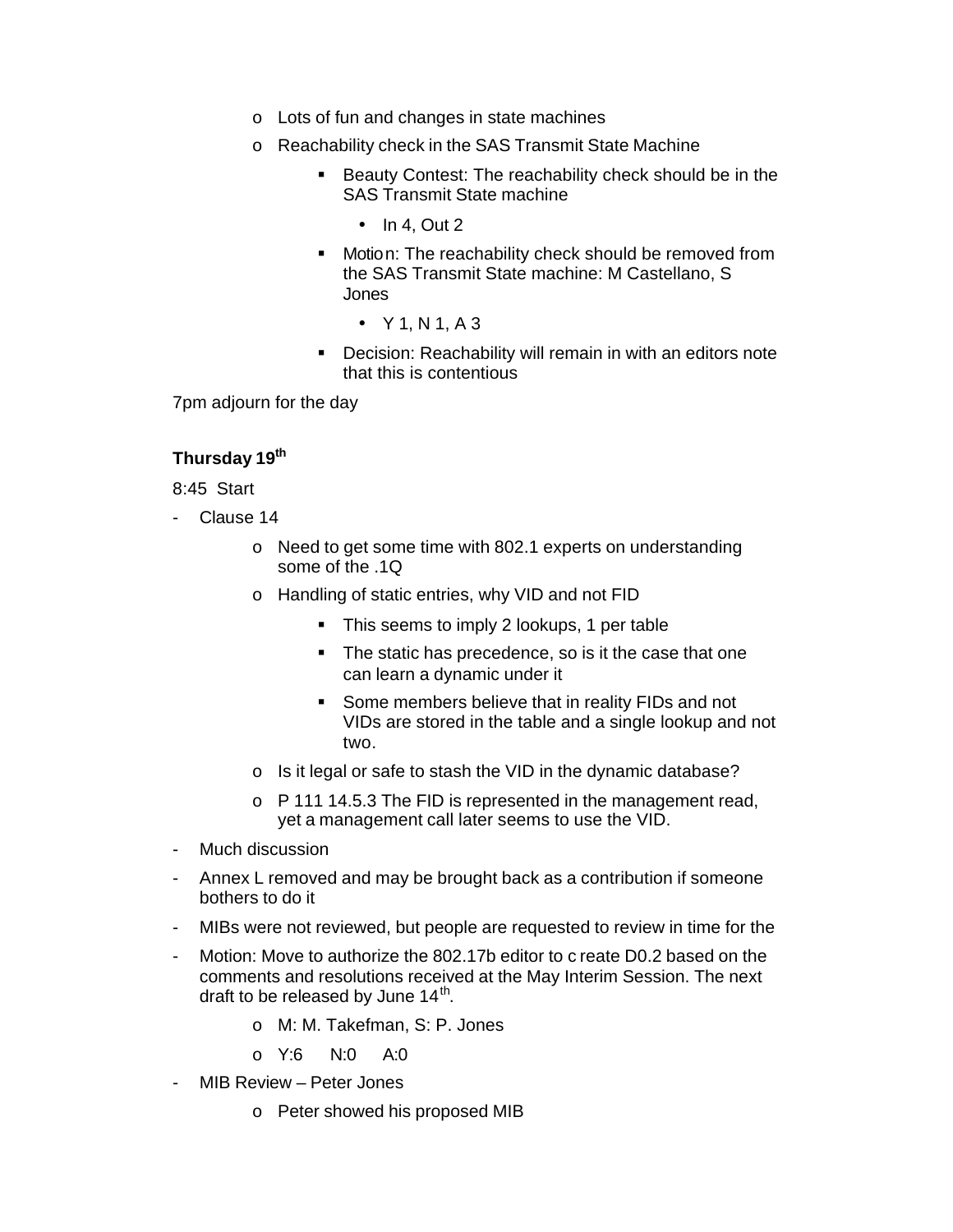- Lots of fun and changes in state machines
- Reachability check in the SAS Transmit State Machine
  - Beauty Contest: The reachability check should be in the SAS Transmit State machine
    - In 4, Out 2
  - Motion: The reachability check should be removed from the SAS Transmit State machine: M Castellano, S Jones
    - Y 1, N 1, A 3
  - Decision: Reachability will remain in with an editors note that this is contentious

7pm adjourn for the day

**Thursday 19th**

8:45 Start

- Clause 14
  - Need to get some time with 802.1 experts on understanding some of the .1Q
  - Handling of static entries, why VID and not FID
    - This seems to imply 2 lookups, 1 per table
    - The static has precedence, so is it the case that one can learn a dynamic under it
    - Some members believe that in reality FIDs and not VIDs are stored in the table and a single lookup and not two.
  - Is it legal or safe to stash the VID in the dynamic database?
  - P 111 14.5.3 The FID is represented in the management read, yet a management call later seems to use the VID.
- Much discussion
- Annex L removed and may be brought back as a contribution if someone bothers to do it
- MIBs were not reviewed, but people are requested to review in time for the
- Motion: Move to authorize the 802.17b editor to create D0.2 based on the comments and resolutions received at the May Interim Session. The next draft to be released by June 14th.
  - M: M. Takefman, S: P. Jones
  - Y:6 N:0 A:0
- MIB Review – Peter Jones
  - Peter showed his proposed MIB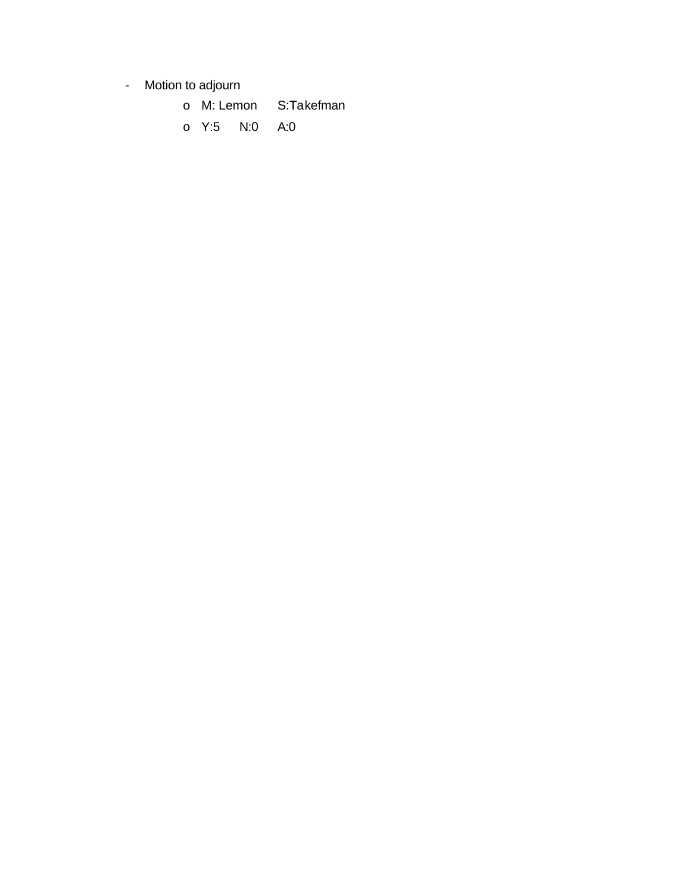- Motion to adjourn
    - M: Lemon  S:Takefman
    - Y:5  N:0  A:0